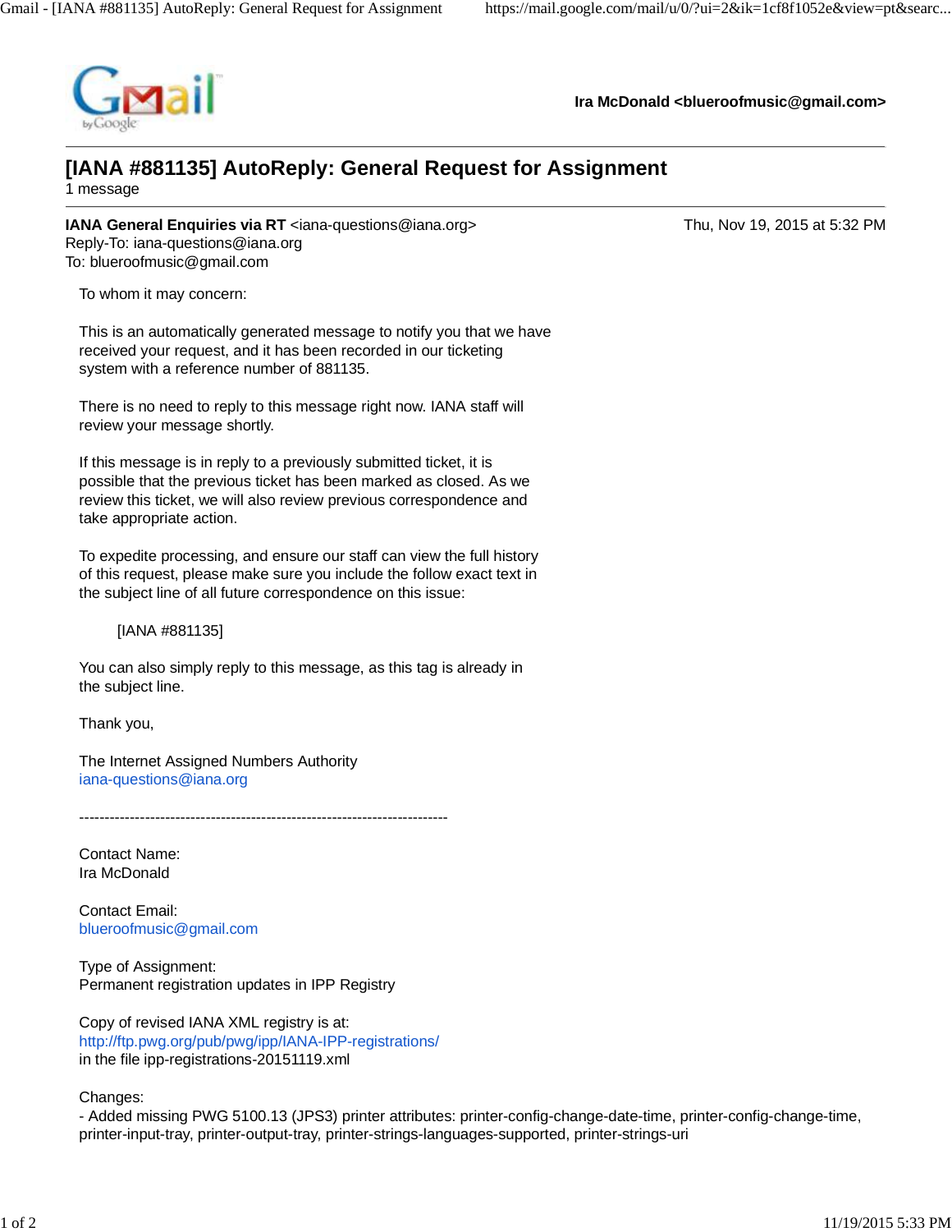**Ira McDonald <blueroofmusic@gmail.com>**

# [IANA #881135] AutoReply: General Request for Assignment

1 message

---

**IANA General Enquiries via RT** <iana-questions@iana.org> Thu, Nov 19, 2015 at 5:32 PM
Reply-To: iana-questions@iana.org
To: blueroofmusic@gmail.com

To whom it may concern:

This is an automatically generated message to notify you that we have received your request, and it has been recorded in our ticketing system with a reference number of 881135.

There is no need to reply to this message right now. IANA staff will review your message shortly.

If this message is in reply to a previously submitted ticket, it is possible that the previous ticket has been marked as closed. As we review this ticket, we will also review previous correspondence and take appropriate action.

To expedite processing, and ensure our staff can view the full history of this request, please make sure you include the follow exact text in the subject line of all future correspondence on this issue:

[IANA #881135]

You can also simply reply to this message, as this tag is already in the subject line.

Thank you,

The Internet Assigned Numbers Authority
iana-questions@iana.org

-------------------------------------------------------------------------

Contact Name:
Ira McDonald

Contact Email:
blueroofmusic@gmail.com

Type of Assignment:
Permanent registration updates in IPP Registry

Copy of revised IANA XML registry is at:
http://ftp.pwg.org/pub/pwg/ipp/IANA-IPP-registrations/
in the file ipp-registrations-20151119.xml

Changes:
- Added missing PWG 5100.13 (JPS3) printer attributes: printer-config-change-date-time, printer-config-change-time, printer-input-tray, printer-output-tray, printer-strings-languages-supported, printer-strings-uri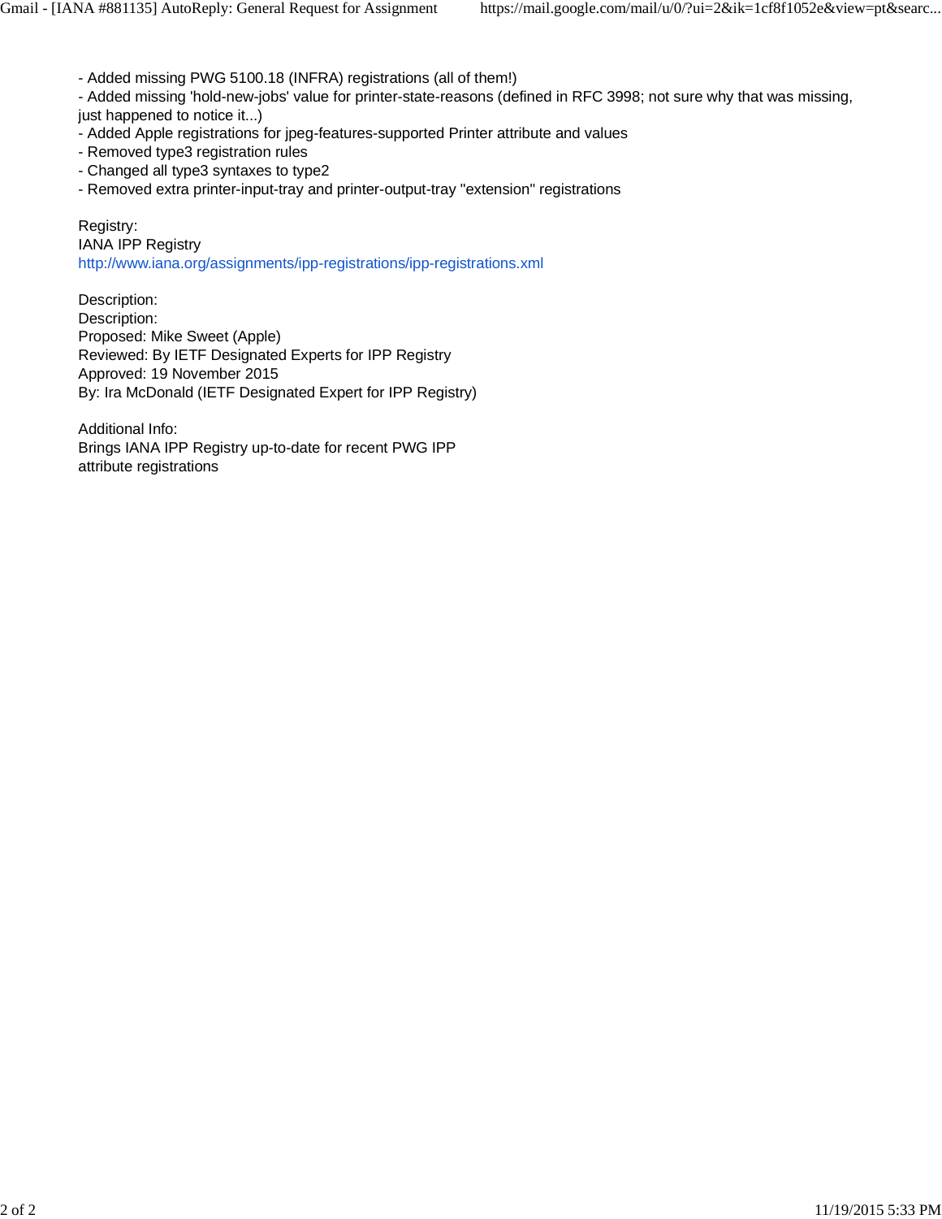- Added missing PWG 5100.18 (INFRA) registrations (all of them!)
- Added missing 'hold-new-jobs' value for printer-state-reasons (defined in RFC 3998; not sure why that was missing, just happened to notice it...)
- Added Apple registrations for jpeg-features-supported Printer attribute and values
- Removed type3 registration rules
- Changed all type3 syntaxes to type2
- Removed extra printer-input-tray and printer-output-tray "extension" registrations

Registry:
IANA IPP Registry
http://www.iana.org/assignments/ipp-registrations/ipp-registrations.xml

Description:
Description:
Proposed: Mike Sweet (Apple)
Reviewed: By IETF Designated Experts for IPP Registry
Approved: 19 November 2015
By: Ira McDonald (IETF Designated Expert for IPP Registry)

Additional Info:
Brings IANA IPP Registry up-to-date for recent PWG IPP
attribute registrations